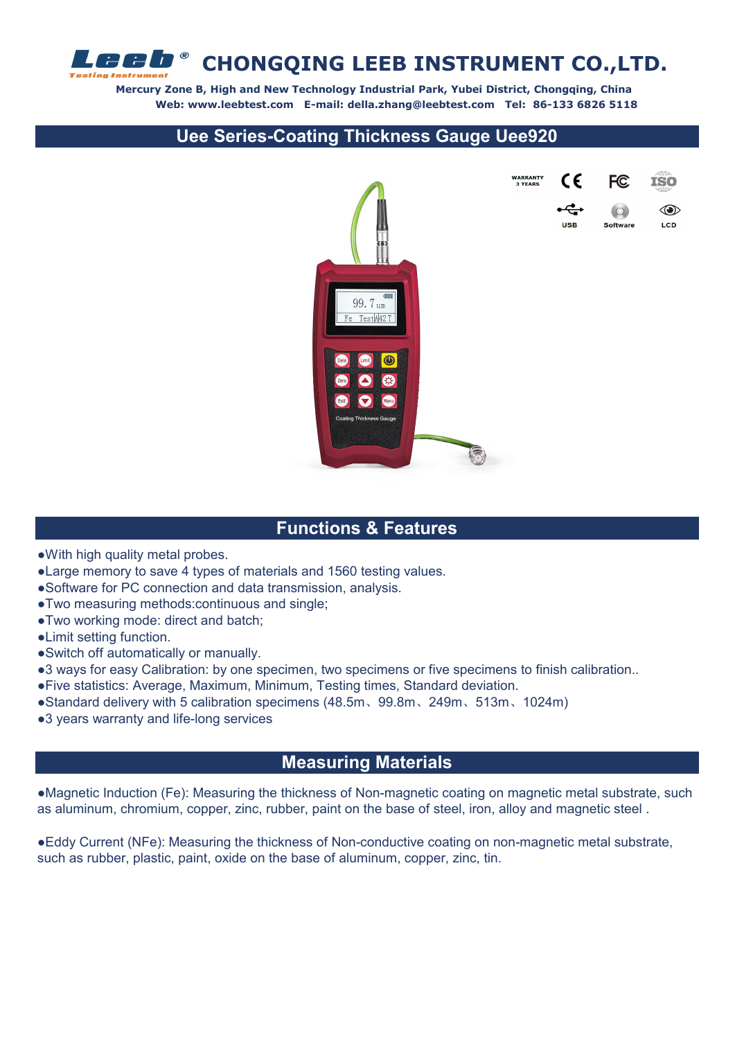# CHONGQING LEEB INSTRUMENT CO.,LTD.

**Mercury Zone B, High and New Technology Industrial Park, Yubei District, Chongqing, China**
**Web: www.leebtest.com E-mail: della.zhang@leebtest.com Tel: 86-133 6826 5118**

## Uee Series-Coating Thickness Gauge Uee920

## Functions & Features

- With high quality metal probes.
- Large memory to save 4 types of materials and 1560 testing values.
- Software for PC connection and data transmission, analysis.
- Two measuring methods:continuous and single;
- Two working mode: direct and batch;
- Limit setting function.
- Switch off automatically or manually.
- 3 ways for easy Calibration: by one specimen, two specimens or five specimens to finish calibration..
- Five statistics: Average, Maximum, Minimum, Testing times, Standard deviation.
- Standard delivery with 5 calibration specimens (48.5m、99.8m、249m、513m、1024m)
- 3 years warranty and life-long services

## Measuring Materials

- Magnetic Induction (Fe): Measuring the thickness of Non-magnetic coating on magnetic metal substrate, such as aluminum, chromium, copper, zinc, rubber, paint on the base of steel, iron, alloy and magnetic steel .

- Eddy Current (NFe): Measuring the thickness of Non-conductive coating on non-magnetic metal substrate, such as rubber, plastic, paint, oxide on the base of aluminum, copper, zinc, tin.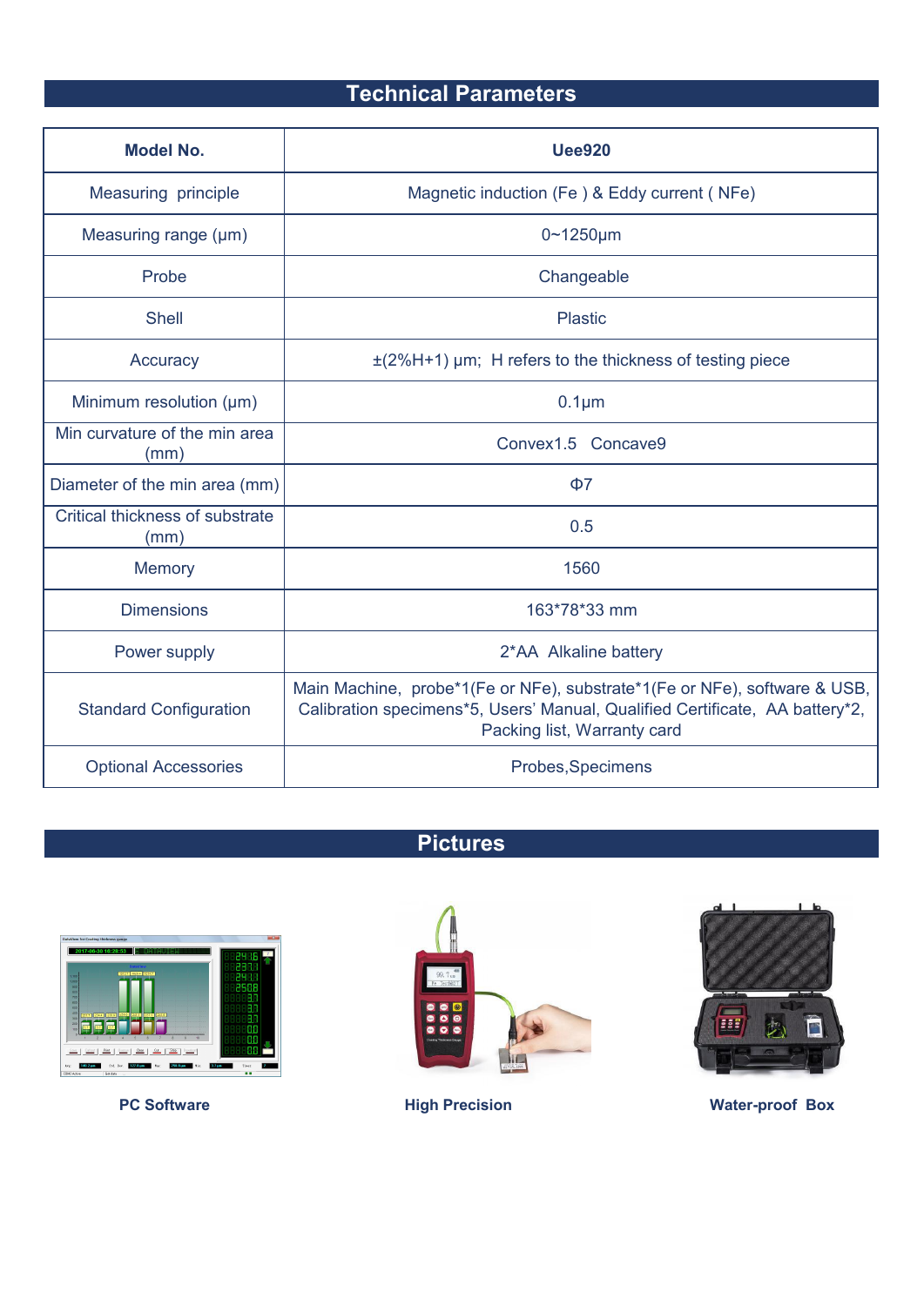## Technical Parameters

| Model No. | Uee920 |
|---|---|
| Measuring principle | Magnetic induction (Fe ) & Eddy current ( NFe) |
| Measuring range (μm) | 0~1250μm |
| Probe | Changeable |
| Shell | Plastic |
| Accuracy | ±(2%H+1) μm; H refers to the thickness of testing piece |
| Minimum resolution (μm) | 0.1μm |
| Min curvature of the min area (mm) | Convex1.5 Concave9 |
| Diameter of the min area (mm) | Φ7 |
| Critical thickness of substrate (mm) | 0.5 |
| Memory | 1560 |
| Dimensions | 163*78*33 mm |
| Power supply | 2*AA Alkaline battery |
| Standard Configuration | Main Machine, probe*1(Fe or NFe), substrate*1(Fe or NFe), software & USB, Calibration specimens*5, Users' Manual, Qualified Certificate, AA battery*2, Packing list, Warranty card |
| Optional Accessories | Probes,Specimens |

## Pictures

**PC Software**

**High Precision**

**Water-proof Box**